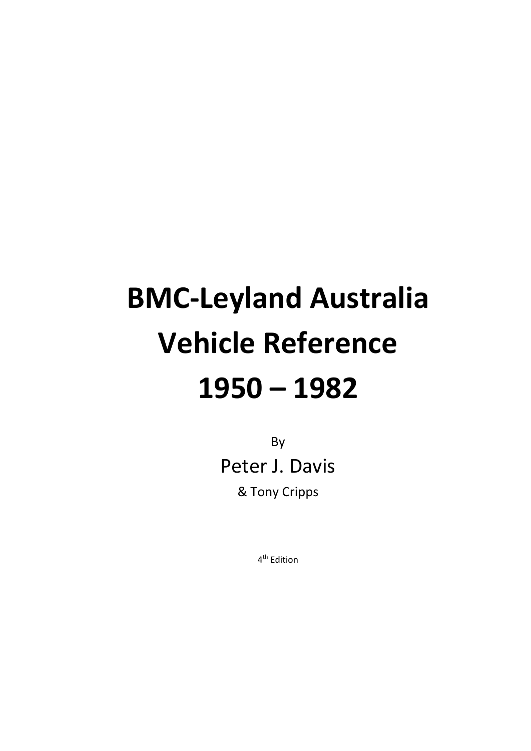# BMC-Leyland Australia Vehicle Reference 1950 – 1982

By

Peter J. Davis

& Tony Cripps

4th Edition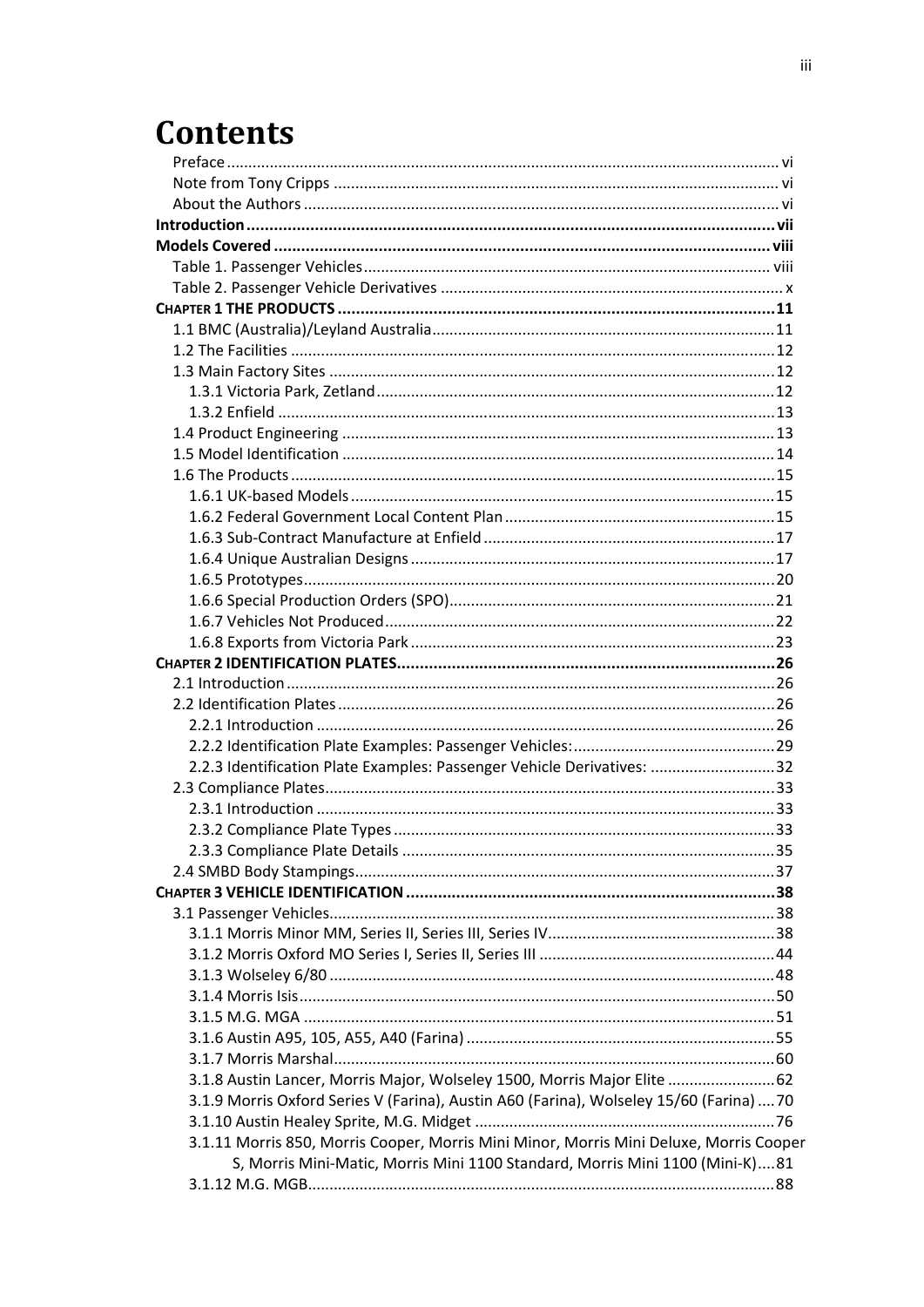# Contents

- Preface ... vi
- Note from Tony Cripps ... vi
- About the Authors ... vi

**Introduction ... vii**

**Models Covered ... viii**

- Table 1. Passenger Vehicles ... viii
- Table 2. Passenger Vehicle Derivatives ... x

**CHAPTER 1 THE PRODUCTS ... 11**

- 1.1 BMC (Australia)/Leyland Australia ... 11
- 1.2 The Facilities ... 12
- 1.3 Main Factory Sites ... 12
  - 1.3.1 Victoria Park, Zetland ... 12
  - 1.3.2 Enfield ... 13
- 1.4 Product Engineering ... 13
- 1.5 Model Identification ... 14
- 1.6 The Products ... 15
  - 1.6.1 UK-based Models ... 15
  - 1.6.2 Federal Government Local Content Plan ... 15
  - 1.6.3 Sub-Contract Manufacture at Enfield ... 17
  - 1.6.4 Unique Australian Designs ... 17
  - 1.6.5 Prototypes ... 20
  - 1.6.6 Special Production Orders (SPO) ... 21
  - 1.6.7 Vehicles Not Produced ... 22
  - 1.6.8 Exports from Victoria Park ... 23

**CHAPTER 2 IDENTIFICATION PLATES ... 26**

- 2.1 Introduction ... 26
- 2.2 Identification Plates ... 26
  - 2.2.1 Introduction ... 26
  - 2.2.2 Identification Plate Examples: Passenger Vehicles: ... 29
  - 2.2.3 Identification Plate Examples: Passenger Vehicle Derivatives: ... 32
- 2.3 Compliance Plates ... 33
  - 2.3.1 Introduction ... 33
  - 2.3.2 Compliance Plate Types ... 33
  - 2.3.3 Compliance Plate Details ... 35
- 2.4 SMBD Body Stampings ... 37

**CHAPTER 3 VEHICLE IDENTIFICATION ... 38**

- 3.1 Passenger Vehicles ... 38
  - 3.1.1 Morris Minor MM, Series II, Series III, Series IV ... 38
  - 3.1.2 Morris Oxford MO Series I, Series II, Series III ... 44
  - 3.1.3 Wolseley 6/80 ... 48
  - 3.1.4 Morris Isis ... 50
  - 3.1.5 M.G. MGA ... 51
  - 3.1.6 Austin A95, 105, A55, A40 (Farina) ... 55
  - 3.1.7 Morris Marshal ... 60
  - 3.1.8 Austin Lancer, Morris Major, Wolseley 1500, Morris Major Elite ... 62
  - 3.1.9 Morris Oxford Series V (Farina), Austin A60 (Farina), Wolseley 15/60 (Farina) ... 70
  - 3.1.10 Austin Healey Sprite, M.G. Midget ... 76
  - 3.1.11 Morris 850, Morris Cooper, Morris Mini Minor, Morris Mini Deluxe, Morris Cooper S, Morris Mini-Matic, Morris Mini 1100 Standard, Morris Mini 1100 (Mini-K) ... 81
  - 3.1.12 M.G. MGB ... 88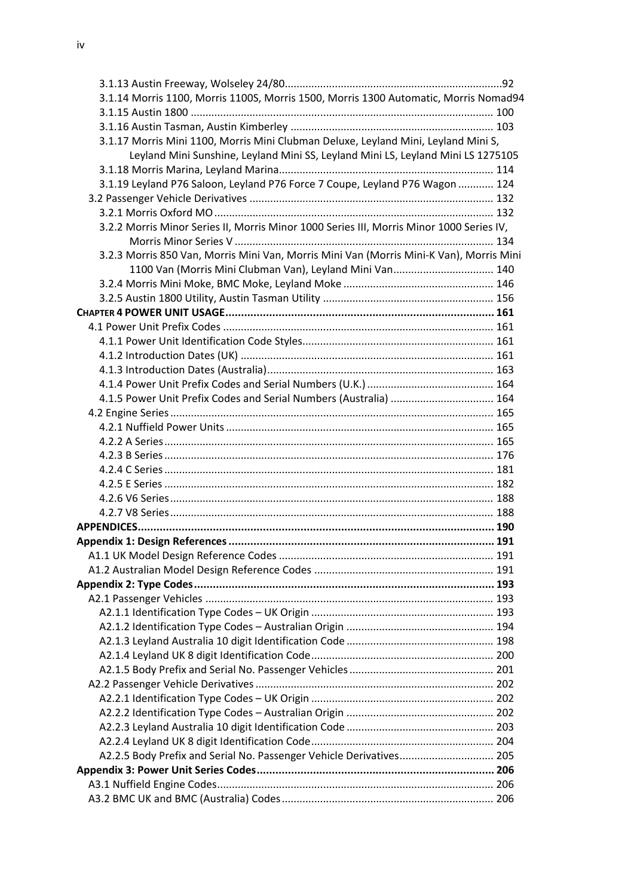3.1.13 Austin Freeway, Wolseley 24/80 .......... 92
3.1.14 Morris 1100, Morris 1100S, Morris 1500, Morris 1300 Automatic, Morris Nomad 94
3.1.15 Austin 1800 .......... 100
3.1.16 Austin Tasman, Austin Kimberley .......... 103
3.1.17 Morris Mini 1100, Morris Mini Clubman Deluxe, Leyland Mini, Leyland Mini S, Leyland Mini Sunshine, Leyland Mini SS, Leyland Mini LS, Leyland Mini LS 1275 105
3.1.18 Morris Marina, Leyland Marina .......... 114
3.1.19 Leyland P76 Saloon, Leyland P76 Force 7 Coupe, Leyland P76 Wagon .......... 124
3.2 Passenger Vehicle Derivatives .......... 132
3.2.1 Morris Oxford MO .......... 132
3.2.2 Morris Minor Series II, Morris Minor 1000 Series III, Morris Minor 1000 Series IV, Morris Minor Series V .......... 134
3.2.3 Morris 850 Van, Morris Mini Van, Morris Mini Van (Morris Mini-K Van), Morris Mini 1100 Van (Morris Mini Clubman Van), Leyland Mini Van .......... 140
3.2.4 Morris Mini Moke, BMC Moke, Leyland Moke .......... 146
3.2.5 Austin 1800 Utility, Austin Tasman Utility .......... 156
**CHAPTER 4 POWER UNIT USAGE .......... 161**
4.1 Power Unit Prefix Codes .......... 161
4.1.1 Power Unit Identification Code Styles .......... 161
4.1.2 Introduction Dates (UK) .......... 161
4.1.3 Introduction Dates (Australia) .......... 163
4.1.4 Power Unit Prefix Codes and Serial Numbers (U.K.) .......... 164
4.1.5 Power Unit Prefix Codes and Serial Numbers (Australia) .......... 164
4.2 Engine Series .......... 165
4.2.1 Nuffield Power Units .......... 165
4.2.2 A Series .......... 165
4.2.3 B Series .......... 176
4.2.4 C Series .......... 181
4.2.5 E Series .......... 182
4.2.6 V6 Series .......... 188
4.2.7 V8 Series .......... 188
**APPENDICES .......... 190**
**Appendix 1: Design References .......... 191**
A1.1 UK Model Design Reference Codes .......... 191
A1.2 Australian Model Design Reference Codes .......... 191
**Appendix 2: Type Codes .......... 193**
A2.1 Passenger Vehicles .......... 193
A2.1.1 Identification Type Codes – UK Origin .......... 193
A2.1.2 Identification Type Codes – Australian Origin .......... 194
A2.1.3 Leyland Australia 10 digit Identification Code .......... 198
A2.1.4 Leyland UK 8 digit Identification Code .......... 200
A2.1.5 Body Prefix and Serial No. Passenger Vehicles .......... 201
A2.2 Passenger Vehicle Derivatives .......... 202
A2.2.1 Identification Type Codes – UK Origin .......... 202
A2.2.2 Identification Type Codes – Australian Origin .......... 202
A2.2.3 Leyland Australia 10 digit Identification Code .......... 203
A2.2.4 Leyland UK 8 digit Identification Code .......... 204
A2.2.5 Body Prefix and Serial No. Passenger Vehicle Derivatives .......... 205
**Appendix 3: Power Unit Series Codes .......... 206**
A3.1 Nuffield Engine Codes .......... 206
A3.2 BMC UK and BMC (Australia) Codes .......... 206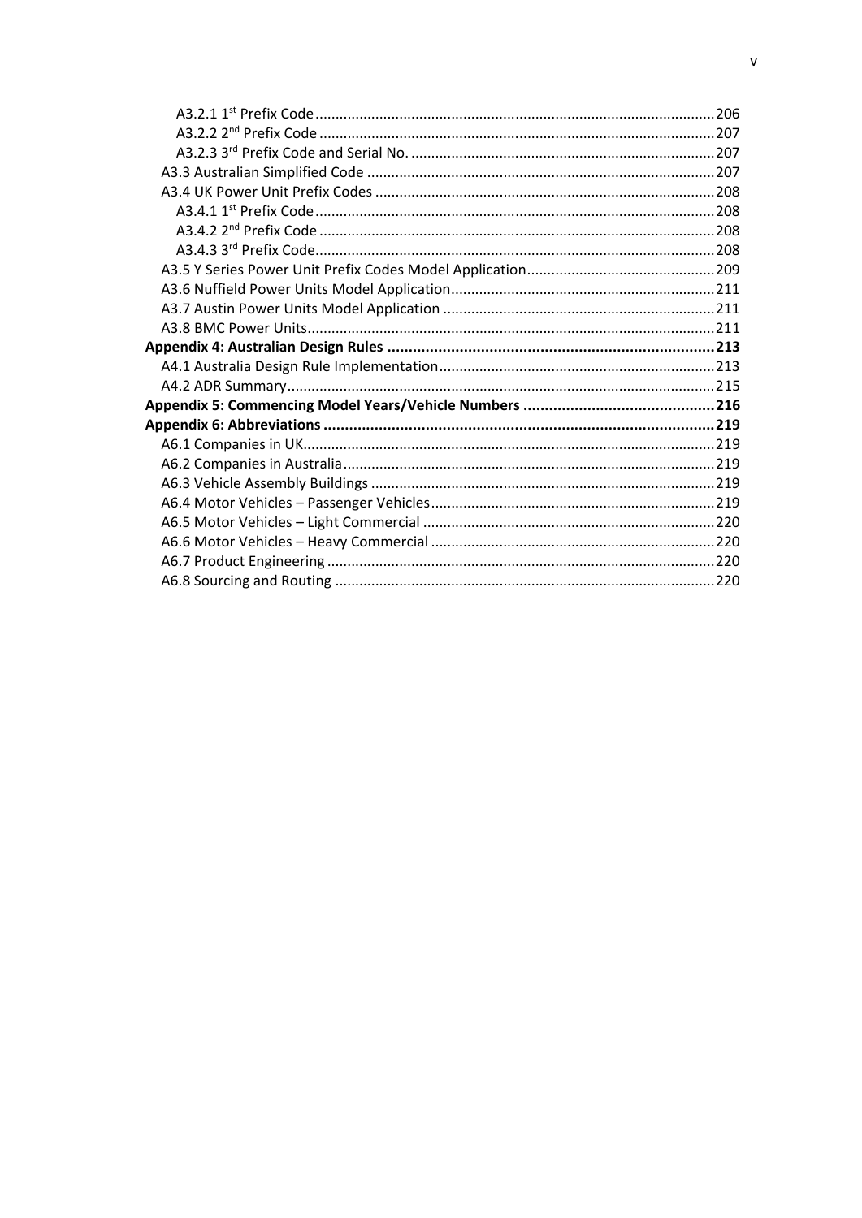A3.2.1 1st Prefix Code ........................................................................................ 206
A3.2.2 2nd Prefix Code ....................................................................................... 207
A3.2.3 3rd Prefix Code and Serial No. ................................................................. 207
A3.3 Australian Simplified Code ........................................................................... 207
A3.4 UK Power Unit Prefix Codes ......................................................................... 208
A3.4.1 1st Prefix Code ........................................................................................ 208
A3.4.2 2nd Prefix Code ....................................................................................... 208
A3.4.3 3rd Prefix Code........................................................................................ 208
A3.5 Y Series Power Unit Prefix Codes Model Application .................................... 209
A3.6 Nuffield Power Units Model Application ....................................................... 211
A3.7 Austin Power Units Model Application ......................................................... 211
A3.8 BMC Power Units .......................................................................................... 211
**Appendix 4: Australian Design Rules .................................................................. 213**
A4.1 Australia Design Rule Implementation .......................................................... 213
A4.2 ADR Summary ............................................................................................... 215
**Appendix 5: Commencing Model Years/Vehicle Numbers ................................. 216**
**Appendix 6: Abbreviations .................................................................................. 219**
A6.1 Companies in UK ........................................................................................... 219
A6.2 Companies in Australia .................................................................................. 219
A6.3 Vehicle Assembly Buildings ........................................................................... 219
A6.4 Motor Vehicles – Passenger Vehicles ............................................................. 219
A6.5 Motor Vehicles – Light Commercial .............................................................. 220
A6.6 Motor Vehicles – Heavy Commercial ............................................................ 220
A6.7 Product Engineering ...................................................................................... 220
A6.8 Sourcing and Routing ................................................................................... 220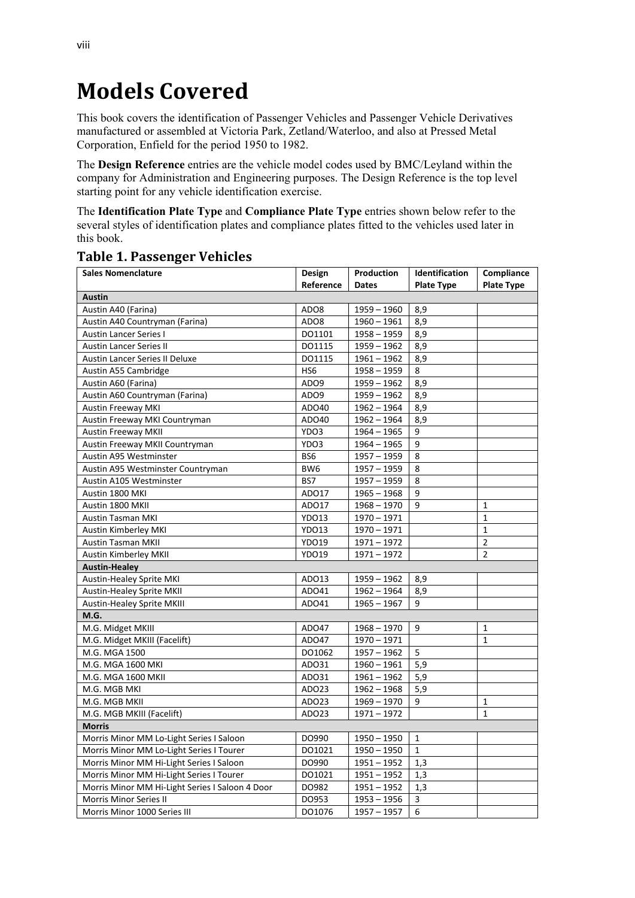# Models Covered

This book covers the identification of Passenger Vehicles and Passenger Vehicle Derivatives manufactured or assembled at Victoria Park, Zetland/Waterloo, and also at Pressed Metal Corporation, Enfield for the period 1950 to 1982.

The **Design Reference** entries are the vehicle model codes used by BMC/Leyland within the company for Administration and Engineering purposes. The Design Reference is the top level starting point for any vehicle identification exercise.

The **Identification Plate Type** and **Compliance Plate Type** entries shown below refer to the several styles of identification plates and compliance plates fitted to the vehicles used later in this book.

## Table 1. Passenger Vehicles

| Sales Nomenclature | Design Reference | Production Dates | Identification Plate Type | Compliance Plate Type |
|---|---|---|---|---|
| **Austin** | | | | |
| Austin A40 (Farina) | ADO8 | 1959 – 1960 | 8,9 | |
| Austin A40 Countryman (Farina) | ADO8 | 1960 – 1961 | 8,9 | |
| Austin Lancer Series I | DO1101 | 1958 – 1959 | 8,9 | |
| Austin Lancer Series II | DO1115 | 1959 – 1962 | 8,9 | |
| Austin Lancer Series II Deluxe | DO1115 | 1961 – 1962 | 8,9 | |
| Austin A55 Cambridge | HS6 | 1958 – 1959 | 8 | |
| Austin A60 (Farina) | ADO9 | 1959 – 1962 | 8,9 | |
| Austin A60 Countryman (Farina) | ADO9 | 1959 – 1962 | 8,9 | |
| Austin Freeway MKI | ADO40 | 1962 – 1964 | 8,9 | |
| Austin Freeway MKI Countryman | ADO40 | 1962 – 1964 | 8,9 | |
| Austin Freeway MKII | YDO3 | 1964 – 1965 | 9 | |
| Austin Freeway MKII Countryman | YDO3 | 1964 – 1965 | 9 | |
| Austin A95 Westminster | BS6 | 1957 – 1959 | 8 | |
| Austin A95 Westminster Countryman | BW6 | 1957 – 1959 | 8 | |
| Austin A105 Westminster | BS7 | 1957 – 1959 | 8 | |
| Austin 1800 MKI | ADO17 | 1965 – 1968 | 9 | |
| Austin 1800 MKII | ADO17 | 1968 – 1970 | 9 | 1 |
| Austin Tasman MKI | YDO13 | 1970 – 1971 | | 1 |
| Austin Kimberley MKI | YDO13 | 1970 – 1971 | | 1 |
| Austin Tasman MKII | YDO19 | 1971 – 1972 | | 2 |
| Austin Kimberley MKII | YDO19 | 1971 – 1972 | | 2 |
| **Austin-Healey** | | | | |
| Austin-Healey Sprite MKI | ADO13 | 1959 – 1962 | 8,9 | |
| Austin-Healey Sprite MKII | ADO41 | 1962 – 1964 | 8,9 | |
| Austin-Healey Sprite MKIII | ADO41 | 1965 – 1967 | 9 | |
| **M.G.** | | | | |
| M.G. Midget MKIII | ADO47 | 1968 – 1970 | 9 | 1 |
| M.G. Midget MKIII (Facelift) | ADO47 | 1970 – 1971 | | 1 |
| M.G. MGA 1500 | DO1062 | 1957 – 1962 | 5 | |
| M.G. MGA 1600 MKI | ADO31 | 1960 – 1961 | 5,9 | |
| M.G. MGA 1600 MKII | ADO31 | 1961 – 1962 | 5,9 | |
| M.G. MGB MKI | ADO23 | 1962 – 1968 | 5,9 | |
| M.G. MGB MKII | ADO23 | 1969 – 1970 | 9 | 1 |
| M.G. MGB MKIII (Facelift) | ADO23 | 1971 – 1972 | | 1 |
| **Morris** | | | | |
| Morris Minor MM Lo-Light Series I Saloon | DO990 | 1950 – 1950 | 1 | |
| Morris Minor MM Lo-Light Series I Tourer | DO1021 | 1950 – 1950 | 1 | |
| Morris Minor MM Hi-Light Series I Saloon | DO990 | 1951 – 1952 | 1,3 | |
| Morris Minor MM Hi-Light Series I Tourer | DO1021 | 1951 – 1952 | 1,3 | |
| Morris Minor MM Hi-Light Series I Saloon 4 Door | DO982 | 1951 – 1952 | 1,3 | |
| Morris Minor Series II | DO953 | 1953 – 1956 | 3 | |
| Morris Minor 1000 Series III | DO1076 | 1957 – 1957 | 6 | |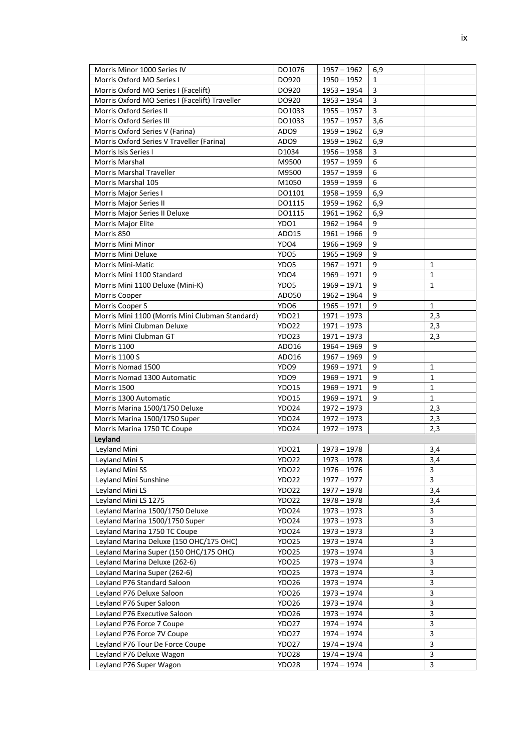| | | | | |
|---|---|---|---|---|
| Morris Minor 1000 Series IV | DO1076 | 1957 – 1962 | 6,9 | |
| Morris Oxford MO Series I | DO920 | 1950 – 1952 | 1 | |
| Morris Oxford MO Series I (Facelift) | DO920 | 1953 – 1954 | 3 | |
| Morris Oxford MO Series I (Facelift) Traveller | DO920 | 1953 – 1954 | 3 | |
| Morris Oxford Series II | DO1033 | 1955 – 1957 | 3 | |
| Morris Oxford Series III | DO1033 | 1957 – 1957 | 3,6 | |
| Morris Oxford Series V (Farina) | ADO9 | 1959 – 1962 | 6,9 | |
| Morris Oxford Series V Traveller (Farina) | ADO9 | 1959 – 1962 | 6,9 | |
| Morris Isis Series I | D1034 | 1956 – 1958 | 3 | |
| Morris Marshal | M9500 | 1957 – 1959 | 6 | |
| Morris Marshal Traveller | M9500 | 1957 – 1959 | 6 | |
| Morris Marshal 105 | M1050 | 1959 – 1959 | 6 | |
| Morris Major Series I | DO1101 | 1958 – 1959 | 6,9 | |
| Morris Major Series II | DO1115 | 1959 – 1962 | 6,9 | |
| Morris Major Series II Deluxe | DO1115 | 1961 – 1962 | 6,9 | |
| Morris Major Elite | YDO1 | 1962 – 1964 | 9 | |
| Morris 850 | ADO15 | 1961 – 1966 | 9 | |
| Morris Mini Minor | YDO4 | 1966 – 1969 | 9 | |
| Morris Mini Deluxe | YDO5 | 1965 – 1969 | 9 | |
| Morris Mini-Matic | YDO5 | 1967 – 1971 | 9 | 1 |
| Morris Mini 1100 Standard | YDO4 | 1969 – 1971 | 9 | 1 |
| Morris Mini 1100 Deluxe (Mini-K) | YDO5 | 1969 – 1971 | 9 | 1 |
| Morris Cooper | ADO50 | 1962 – 1964 | 9 | |
| Morris Cooper S | YDO6 | 1965 – 1971 | 9 | 1 |
| Morris Mini 1100 (Morris Mini Clubman Standard) | YDO21 | 1971 – 1973 | | 2,3 |
| Morris Mini Clubman Deluxe | YDO22 | 1971 – 1973 | | 2,3 |
| Morris Mini Clubman GT | YDO23 | 1971 – 1973 | | 2,3 |
| Morris 1100 | ADO16 | 1964 – 1969 | 9 | |
| Morris 1100 S | ADO16 | 1967 – 1969 | 9 | |
| Morris Nomad 1500 | YDO9 | 1969 – 1971 | 9 | 1 |
| Morris Nomad 1300 Automatic | YDO9 | 1969 – 1971 | 9 | 1 |
| Morris 1500 | YDO15 | 1969 – 1971 | 9 | 1 |
| Morris 1300 Automatic | YDO15 | 1969 – 1971 | 9 | 1 |
| Morris Marina 1500/1750 Deluxe | YDO24 | 1972 – 1973 | | 2,3 |
| Morris Marina 1500/1750 Super | YDO24 | 1972 – 1973 | | 2,3 |
| Morris Marina 1750 TC Coupe | YDO24 | 1972 – 1973 | | 2,3 |
| **Leyland** | | | | |
| Leyland Mini | YDO21 | 1973 – 1978 | | 3,4 |
| Leyland Mini S | YDO22 | 1973 – 1978 | | 3,4 |
| Leyland Mini SS | YDO22 | 1976 – 1976 | | 3 |
| Leyland Mini Sunshine | YDO22 | 1977 – 1977 | | 3 |
| Leyland Mini LS | YDO22 | 1977 – 1978 | | 3,4 |
| Leyland Mini LS 1275 | YDO22 | 1978 – 1978 | | 3,4 |
| Leyland Marina 1500/1750 Deluxe | YDO24 | 1973 – 1973 | | 3 |
| Leyland Marina 1500/1750 Super | YDO24 | 1973 – 1973 | | 3 |
| Leyland Marina 1750 TC Coupe | YDO24 | 1973 – 1973 | | 3 |
| Leyland Marina Deluxe (150 OHC/175 OHC) | YDO25 | 1973 – 1974 | | 3 |
| Leyland Marina Super (150 OHC/175 OHC) | YDO25 | 1973 – 1974 | | 3 |
| Leyland Marina Deluxe (262-6) | YDO25 | 1973 – 1974 | | 3 |
| Leyland Marina Super (262-6) | YDO25 | 1973 – 1974 | | 3 |
| Leyland P76 Standard Saloon | YDO26 | 1973 – 1974 | | 3 |
| Leyland P76 Deluxe Saloon | YDO26 | 1973 – 1974 | | 3 |
| Leyland P76 Super Saloon | YDO26 | 1973 – 1974 | | 3 |
| Leyland P76 Executive Saloon | YDO26 | 1973 – 1974 | | 3 |
| Leyland P76 Force 7 Coupe | YDO27 | 1974 – 1974 | | 3 |
| Leyland P76 Force 7V Coupe | YDO27 | 1974 – 1974 | | 3 |
| Leyland P76 Tour De Force Coupe | YDO27 | 1974 – 1974 | | 3 |
| Leyland P76 Deluxe Wagon | YDO28 | 1974 – 1974 | | 3 |
| Leyland P76 Super Wagon | YDO28 | 1974 – 1974 | | 3 |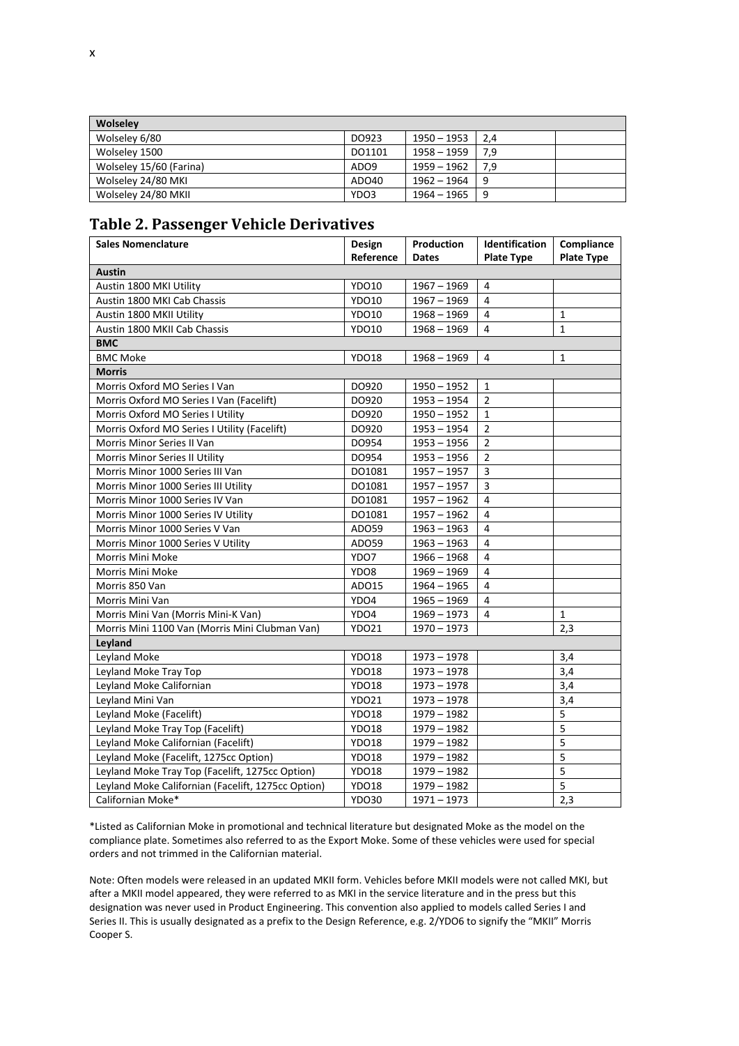x

| Wolseley | | | | |
|---|---|---|---|---|
| Wolseley 6/80 | DO923 | 1950 – 1953 | 2,4 | |
| Wolseley 1500 | DO1101 | 1958 – 1959 | 7,9 | |
| Wolseley 15/60 (Farina) | ADO9 | 1959 – 1962 | 7,9 | |
| Wolseley 24/80 MKI | ADO40 | 1962 – 1964 | 9 | |
| Wolseley 24/80 MKII | YDO3 | 1964 – 1965 | 9 | |

## Table 2. Passenger Vehicle Derivatives

| Sales Nomenclature | Design Reference | Production Dates | Identification Plate Type | Compliance Plate Type |
|---|---|---|---|---|
| **Austin** | | | | |
| Austin 1800 MKI Utility | YDO10 | 1967 – 1969 | 4 | |
| Austin 1800 MKI Cab Chassis | YDO10 | 1967 – 1969 | 4 | |
| Austin 1800 MKII Utility | YDO10 | 1968 – 1969 | 4 | 1 |
| Austin 1800 MKII Cab Chassis | YDO10 | 1968 – 1969 | 4 | 1 |
| **BMC** | | | | |
| BMC Moke | YDO18 | 1968 – 1969 | 4 | 1 |
| **Morris** | | | | |
| Morris Oxford MO Series I Van | DO920 | 1950 – 1952 | 1 | |
| Morris Oxford MO Series I Van (Facelift) | DO920 | 1953 – 1954 | 2 | |
| Morris Oxford MO Series I Utility | DO920 | 1950 – 1952 | 1 | |
| Morris Oxford MO Series I Utility (Facelift) | DO920 | 1953 – 1954 | 2 | |
| Morris Minor Series II Van | DO954 | 1953 – 1956 | 2 | |
| Morris Minor Series II Utility | DO954 | 1953 – 1956 | 2 | |
| Morris Minor 1000 Series III Van | DO1081 | 1957 – 1957 | 3 | |
| Morris Minor 1000 Series III Utility | DO1081 | 1957 – 1957 | 3 | |
| Morris Minor 1000 Series IV Van | DO1081 | 1957 – 1962 | 4 | |
| Morris Minor 1000 Series IV Utility | DO1081 | 1957 – 1962 | 4 | |
| Morris Minor 1000 Series V Van | ADO59 | 1963 – 1963 | 4 | |
| Morris Minor 1000 Series V Utility | ADO59 | 1963 – 1963 | 4 | |
| Morris Mini Moke | YDO7 | 1966 – 1968 | 4 | |
| Morris Mini Moke | YDO8 | 1969 – 1969 | 4 | |
| Morris 850 Van | ADO15 | 1964 – 1965 | 4 | |
| Morris Mini Van | YDO4 | 1965 – 1969 | 4 | |
| Morris Mini Van (Morris Mini-K Van) | YDO4 | 1969 – 1973 | 4 | 1 |
| Morris Mini 1100 Van (Morris Mini Clubman Van) | YDO21 | 1970 – 1973 | | 2,3 |
| **Leyland** | | | | |
| Leyland Moke | YDO18 | 1973 – 1978 | | 3,4 |
| Leyland Moke Tray Top | YDO18 | 1973 – 1978 | | 3,4 |
| Leyland Moke Californian | YDO18 | 1973 – 1978 | | 3,4 |
| Leyland Mini Van | YDO21 | 1973 – 1978 | | 3,4 |
| Leyland Moke (Facelift) | YDO18 | 1979 – 1982 | | 5 |
| Leyland Moke Tray Top (Facelift) | YDO18 | 1979 – 1982 | | 5 |
| Leyland Moke Californian (Facelift) | YDO18 | 1979 – 1982 | | 5 |
| Leyland Moke (Facelift, 1275cc Option) | YDO18 | 1979 – 1982 | | 5 |
| Leyland Moke Tray Top (Facelift, 1275cc Option) | YDO18 | 1979 – 1982 | | 5 |
| Leyland Moke Californian (Facelift, 1275cc Option) | YDO18 | 1979 – 1982 | | 5 |
| Californian Moke* | YDO30 | 1971 – 1973 | | 2,3 |

*Listed as Californian Moke in promotional and technical literature but designated Moke as the model on the compliance plate. Sometimes also referred to as the Export Moke. Some of these vehicles were used for special orders and not trimmed in the Californian material.

Note: Often models were released in an updated MKII form. Vehicles before MKII models were not called MKI, but after a MKII model appeared, they were referred to as MKI in the service literature and in the press but this designation was never used in Product Engineering. This convention also applied to models called Series I and Series II. This is usually designated as a prefix to the Design Reference, e.g. 2/YDO6 to signify the "MKII" Morris Cooper S.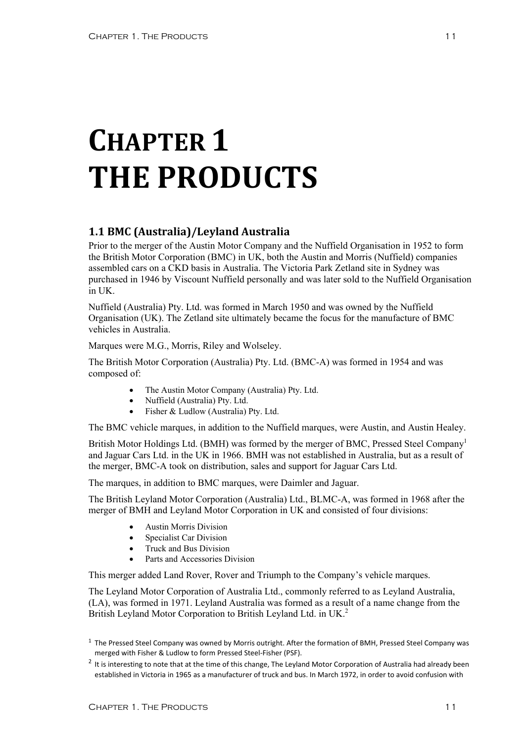# CHAPTER 1
# THE PRODUCTS

## 1.1 BMC (Australia)/Leyland Australia

Prior to the merger of the Austin Motor Company and the Nuffield Organisation in 1952 to form the British Motor Corporation (BMC) in UK, both the Austin and Morris (Nuffield) companies assembled cars on a CKD basis in Australia. The Victoria Park Zetland site in Sydney was purchased in 1946 by Viscount Nuffield personally and was later sold to the Nuffield Organisation in UK.

Nuffield (Australia) Pty. Ltd. was formed in March 1950 and was owned by the Nuffield Organisation (UK). The Zetland site ultimately became the focus for the manufacture of BMC vehicles in Australia.

Marques were M.G., Morris, Riley and Wolseley.

The British Motor Corporation (Australia) Pty. Ltd. (BMC-A) was formed in 1954 and was composed of:

- The Austin Motor Company (Australia) Pty. Ltd.
- Nuffield (Australia) Pty. Ltd.
- Fisher & Ludlow (Australia) Pty. Ltd.

The BMC vehicle marques, in addition to the Nuffield marques, were Austin, and Austin Healey.

British Motor Holdings Ltd. (BMH) was formed by the merger of BMC, Pressed Steel Company[1] and Jaguar Cars Ltd. in the UK in 1966. BMH was not established in Australia, but as a result of the merger, BMC-A took on distribution, sales and support for Jaguar Cars Ltd.

The marques, in addition to BMC marques, were Daimler and Jaguar.

The British Leyland Motor Corporation (Australia) Ltd., BLMC-A, was formed in 1968 after the merger of BMH and Leyland Motor Corporation in UK and consisted of four divisions:

- Austin Morris Division
- Specialist Car Division
- Truck and Bus Division
- Parts and Accessories Division

This merger added Land Rover, Rover and Triumph to the Company's vehicle marques.

The Leyland Motor Corporation of Australia Ltd., commonly referred to as Leyland Australia, (LA), was formed in 1971. Leyland Australia was formed as a result of a name change from the British Leyland Motor Corporation to British Leyland Ltd. in UK.[2]

[1] The Pressed Steel Company was owned by Morris outright. After the formation of BMH, Pressed Steel Company was merged with Fisher & Ludlow to form Pressed Steel-Fisher (PSF).

[2] It is interesting to note that at the time of this change, The Leyland Motor Corporation of Australia had already been established in Victoria in 1965 as a manufacturer of truck and bus. In March 1972, in order to avoid confusion with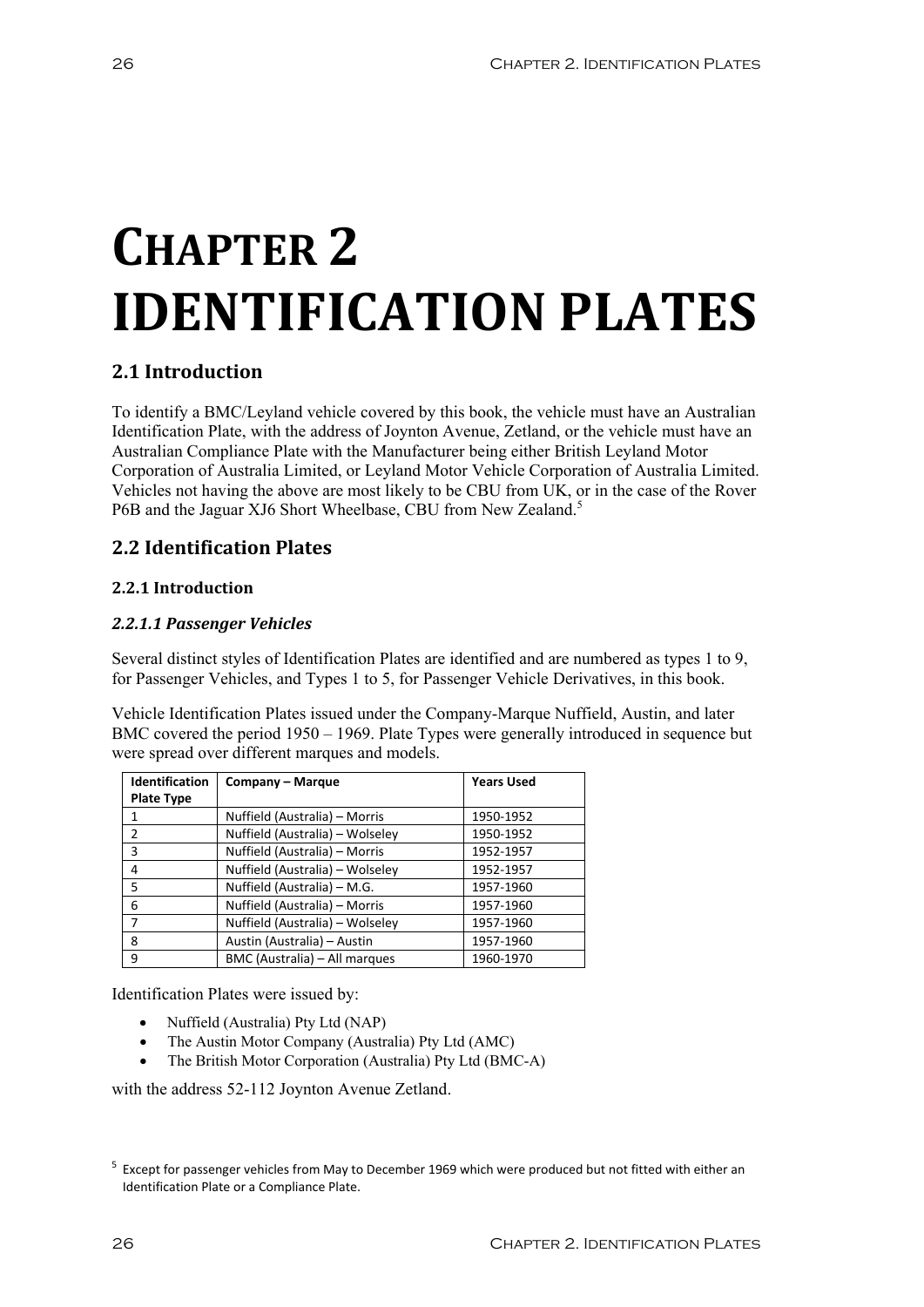# CHAPTER 2 IDENTIFICATION PLATES

## 2.1 Introduction

To identify a BMC/Leyland vehicle covered by this book, the vehicle must have an Australian Identification Plate, with the address of Joynton Avenue, Zetland, or the vehicle must have an Australian Compliance Plate with the Manufacturer being either British Leyland Motor Corporation of Australia Limited, or Leyland Motor Vehicle Corporation of Australia Limited. Vehicles not having the above are most likely to be CBU from UK, or in the case of the Rover P6B and the Jaguar XJ6 Short Wheelbase, CBU from New Zealand.[5]

## 2.2 Identification Plates

### 2.2.1 Introduction

#### *2.2.1.1 Passenger Vehicles*

Several distinct styles of Identification Plates are identified and are numbered as types 1 to 9, for Passenger Vehicles, and Types 1 to 5, for Passenger Vehicle Derivatives, in this book.

Vehicle Identification Plates issued under the Company-Marque Nuffield, Austin, and later BMC covered the period 1950 – 1969. Plate Types were generally introduced in sequence but were spread over different marques and models.

| Identification Plate Type | Company – Marque | Years Used |
|---|---|---|
| 1 | Nuffield (Australia) – Morris | 1950-1952 |
| 2 | Nuffield (Australia) – Wolseley | 1950-1952 |
| 3 | Nuffield (Australia) – Morris | 1952-1957 |
| 4 | Nuffield (Australia) – Wolseley | 1952-1957 |
| 5 | Nuffield (Australia) – M.G. | 1957-1960 |
| 6 | Nuffield (Australia) – Morris | 1957-1960 |
| 7 | Nuffield (Australia) – Wolseley | 1957-1960 |
| 8 | Austin (Australia) – Austin | 1957-1960 |
| 9 | BMC (Australia) – All marques | 1960-1970 |

Identification Plates were issued by:

- Nuffield (Australia) Pty Ltd (NAP)
- The Austin Motor Company (Australia) Pty Ltd (AMC)
- The British Motor Corporation (Australia) Pty Ltd (BMC-A)

with the address 52-112 Joynton Avenue Zetland.

[5] Except for passenger vehicles from May to December 1969 which were produced but not fitted with either an Identification Plate or a Compliance Plate.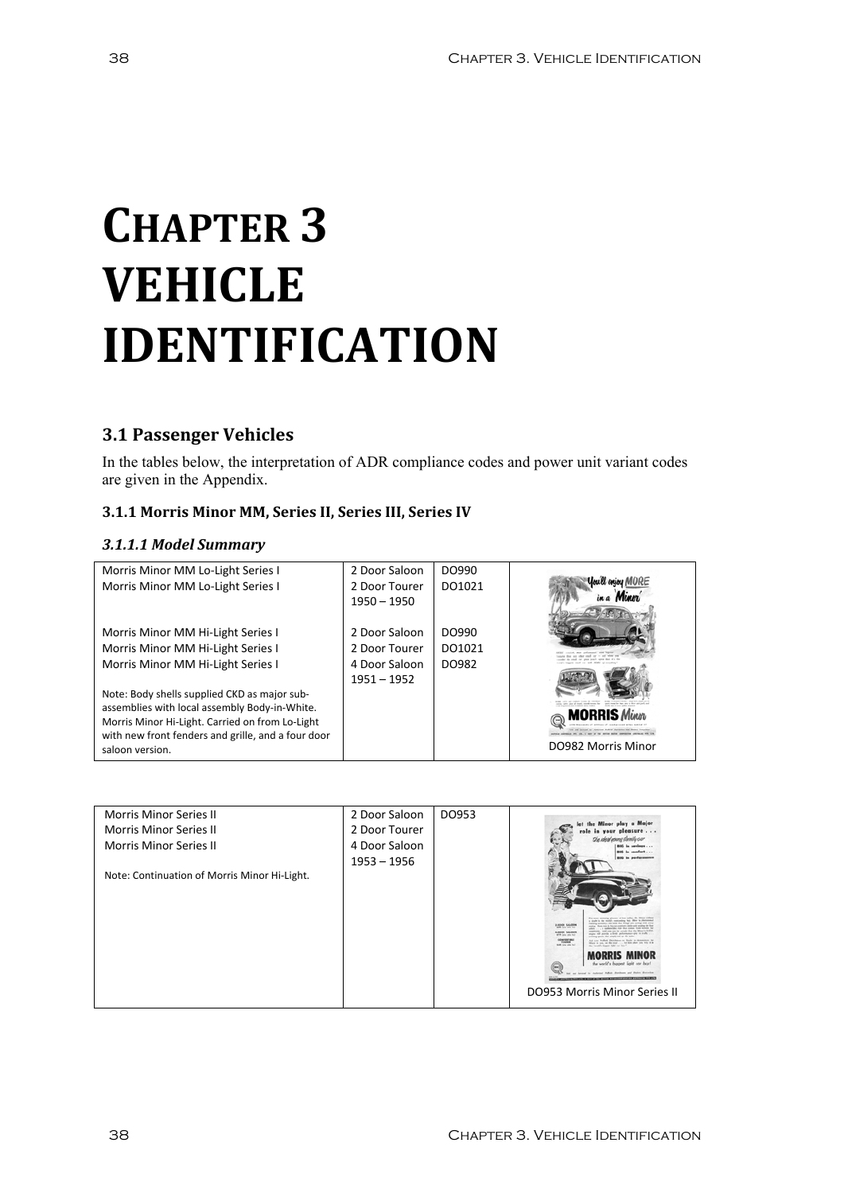# CHAPTER 3 VEHICLE IDENTIFICATION

## 3.1 Passenger Vehicles

In the tables below, the interpretation of ADR compliance codes and power unit variant codes are given in the Appendix.

### 3.1.1 Morris Minor MM, Series II, Series III, Series IV

#### *3.1.1.1 Model Summary*

| | | | |
|---|---|---|---|
| Morris Minor MM Lo-Light Series I<br>Morris Minor MM Lo-Light Series I<br><br>Morris Minor MM Hi-Light Series I<br>Morris Minor MM Hi-Light Series I<br>Morris Minor MM Hi-Light Series I<br><br>Note: Body shells supplied CKD as major sub-assemblies with local assembly Body-in-White. Morris Minor Hi-Light. Carried on from Lo-Light with new front fenders and grille, and a four door saloon version. | 2 Door Saloon<br>2 Door Tourer<br>1950 – 1950<br><br>2 Door Saloon<br>2 Door Tourer<br>4 Door Saloon<br>1951 – 1952 | DO990<br>DO1021<br><br><br>DO990<br>DO1021<br>DO982 | DO982 Morris Minor |

| | | | |
|---|---|---|---|
| Morris Minor Series II<br>Morris Minor Series II<br>Morris Minor Series II<br><br>Note: Continuation of Morris Minor Hi-Light. | 2 Door Saloon<br>2 Door Tourer<br>4 Door Saloon<br>1953 – 1956 | DO953 | DO953 Morris Minor Series II |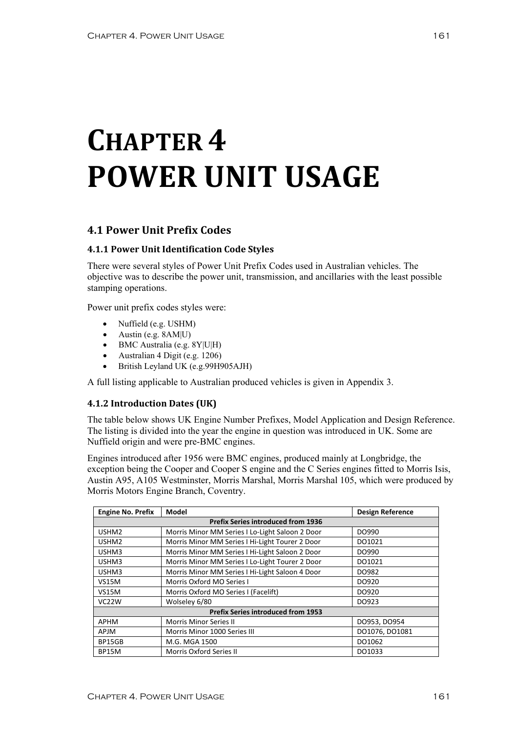# CHAPTER 4
# POWER UNIT USAGE

## 4.1 Power Unit Prefix Codes

### 4.1.1 Power Unit Identification Code Styles

There were several styles of Power Unit Prefix Codes used in Australian vehicles. The objective was to describe the power unit, transmission, and ancillaries with the least possible stamping operations.

Power unit prefix codes styles were:

- Nuffield (e.g. USHM)
- Austin (e.g. 8AM|U)
- BMC Australia (e.g. 8Y|U|H)
- Australian 4 Digit (e.g. 1206)
- British Leyland UK (e.g.99H905AJH)

A full listing applicable to Australian produced vehicles is given in Appendix 3.

### 4.1.2 Introduction Dates (UK)

The table below shows UK Engine Number Prefixes, Model Application and Design Reference. The listing is divided into the year the engine in question was introduced in UK. Some are Nuffield origin and were pre-BMC engines.

Engines introduced after 1956 were BMC engines, produced mainly at Longbridge, the exception being the Cooper and Cooper S engine and the C Series engines fitted to Morris Isis, Austin A95, A105 Westminster, Morris Marshal, Morris Marshal 105, which were produced by Morris Motors Engine Branch, Coventry.

| Engine No. Prefix | Model | Design Reference |
|---|---|---|
| **Prefix Series introduced from 1936** | | |
| USHM2 | Morris Minor MM Series I Lo-Light Saloon 2 Door | DO990 |
| USHM2 | Morris Minor MM Series I Hi-Light Tourer 2 Door | DO1021 |
| USHM3 | Morris Minor MM Series I Hi-Light Saloon 2 Door | DO990 |
| USHM3 | Morris Minor MM Series I Lo-Light Tourer 2 Door | DO1021 |
| USHM3 | Morris Minor MM Series I Hi-Light Saloon 4 Door | DO982 |
| VS15M | Morris Oxford MO Series I | DO920 |
| VS15M | Morris Oxford MO Series I (Facelift) | DO920 |
| VC22W | Wolseley 6/80 | DO923 |
| **Prefix Series introduced from 1953** | | |
| APHM | Morris Minor Series II | DO953, DO954 |
| APJM | Morris Minor 1000 Series III | DO1076, DO1081 |
| BP15GB | M.G. MGA 1500 | DO1062 |
| BP15M | Morris Oxford Series II | DO1033 |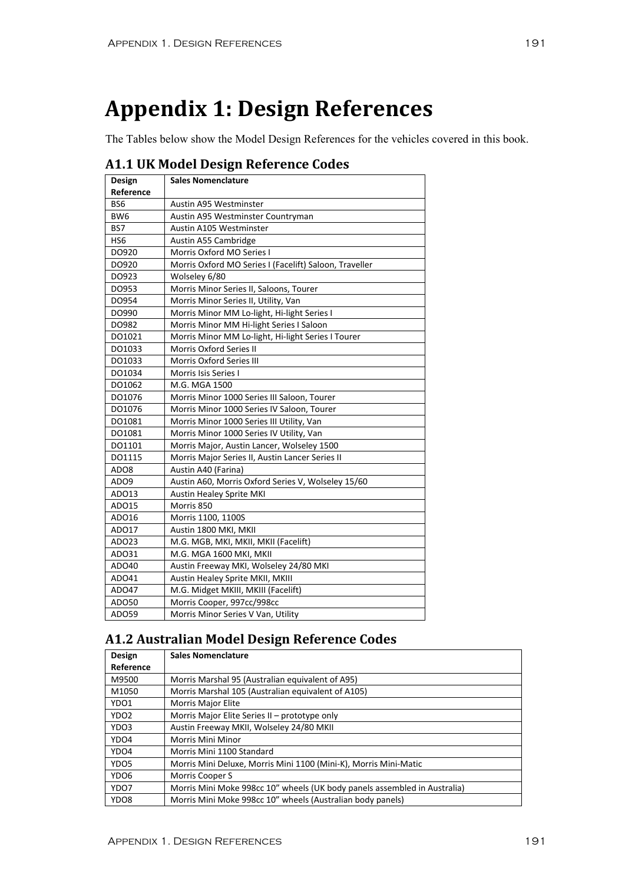# Appendix 1: Design References

The Tables below show the Model Design References for the vehicles covered in this book.

## A1.1 UK Model Design Reference Codes

| Design Reference | Sales Nomenclature |
|---|---|
| BS6 | Austin A95 Westminster |
| BW6 | Austin A95 Westminster Countryman |
| BS7 | Austin A105 Westminster |
| HS6 | Austin A55 Cambridge |
| DO920 | Morris Oxford MO Series I |
| DO920 | Morris Oxford MO Series I (Facelift) Saloon, Traveller |
| DO923 | Wolseley 6/80 |
| DO953 | Morris Minor Series II, Saloons, Tourer |
| DO954 | Morris Minor Series II, Utility, Van |
| DO990 | Morris Minor MM Lo-light, Hi-light Series I |
| DO982 | Morris Minor MM Hi-light Series I Saloon |
| DO1021 | Morris Minor MM Lo-light, Hi-light Series I Tourer |
| DO1033 | Morris Oxford Series II |
| DO1033 | Morris Oxford Series III |
| DO1034 | Morris Isis Series I |
| DO1062 | M.G. MGA 1500 |
| DO1076 | Morris Minor 1000 Series III Saloon, Tourer |
| DO1076 | Morris Minor 1000 Series IV Saloon, Tourer |
| DO1081 | Morris Minor 1000 Series III Utility, Van |
| DO1081 | Morris Minor 1000 Series IV Utility, Van |
| DO1101 | Morris Major, Austin Lancer, Wolseley 1500 |
| DO1115 | Morris Major Series II, Austin Lancer Series II |
| ADO8 | Austin A40 (Farina) |
| ADO9 | Austin A60, Morris Oxford Series V, Wolseley 15/60 |
| ADO13 | Austin Healey Sprite MKI |
| ADO15 | Morris 850 |
| ADO16 | Morris 1100, 1100S |
| ADO17 | Austin 1800 MKI, MKII |
| ADO23 | M.G. MGB, MKI, MKII, MKII (Facelift) |
| ADO31 | M.G. MGA 1600 MKI, MKII |
| ADO40 | Austin Freeway MKI, Wolseley 24/80 MKI |
| ADO41 | Austin Healey Sprite MKII, MKIII |
| ADO47 | M.G. Midget MKIII, MKIII (Facelift) |
| ADO50 | Morris Cooper, 997cc/998cc |
| ADO59 | Morris Minor Series V Van, Utility |

## A1.2 Australian Model Design Reference Codes

| Design Reference | Sales Nomenclature |
|---|---|
| M9500 | Morris Marshal 95 (Australian equivalent of A95) |
| M1050 | Morris Marshal 105 (Australian equivalent of A105) |
| YDO1 | Morris Major Elite |
| YDO2 | Morris Major Elite Series II – prototype only |
| YDO3 | Austin Freeway MKII, Wolseley 24/80 MKII |
| YDO4 | Morris Mini Minor |
| YDO4 | Morris Mini 1100 Standard |
| YDO5 | Morris Mini Deluxe, Morris Mini 1100 (Mini-K), Morris Mini-Matic |
| YDO6 | Morris Cooper S |
| YDO7 | Morris Mini Moke 998cc 10" wheels (UK body panels assembled in Australia) |
| YDO8 | Morris Mini Moke 998cc 10" wheels (Australian body panels) |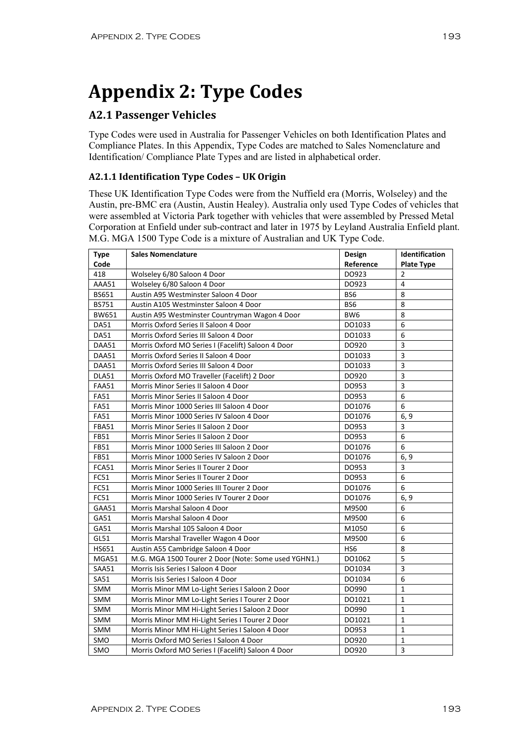# Appendix 2: Type Codes

## A2.1 Passenger Vehicles

Type Codes were used in Australia for Passenger Vehicles on both Identification Plates and Compliance Plates. In this Appendix, Type Codes are matched to Sales Nomenclature and Identification/ Compliance Plate Types and are listed in alphabetical order.

### A2.1.1 Identification Type Codes – UK Origin

These UK Identification Type Codes were from the Nuffield era (Morris, Wolseley) and the Austin, pre-BMC era (Austin, Austin Healey). Australia only used Type Codes of vehicles that were assembled at Victoria Park together with vehicles that were assembled by Pressed Metal Corporation at Enfield under sub-contract and later in 1975 by Leyland Australia Enfield plant. M.G. MGA 1500 Type Code is a mixture of Australian and UK Type Code.

| Type Code | Sales Nomenclature | Design Reference | Identification Plate Type |
|---|---|---|---|
| 418 | Wolseley 6/80 Saloon 4 Door | DO923 | 2 |
| AAA51 | Wolseley 6/80 Saloon 4 Door | DO923 | 4 |
| BS651 | Austin A95 Westminster Saloon 4 Door | BS6 | 8 |
| BS751 | Austin A105 Westminster Saloon 4 Door | BS6 | 8 |
| BW651 | Austin A95 Westminster Countryman Wagon 4 Door | BW6 | 8 |
| DA51 | Morris Oxford Series II Saloon 4 Door | DO1033 | 6 |
| DA51 | Morris Oxford Series III Saloon 4 Door | DO1033 | 6 |
| DAA51 | Morris Oxford MO Series I (Facelift) Saloon 4 Door | DO920 | 3 |
| DAA51 | Morris Oxford Series II Saloon 4 Door | DO1033 | 3 |
| DAA51 | Morris Oxford Series III Saloon 4 Door | DO1033 | 3 |
| DLA51 | Morris Oxford MO Traveller (Facelift) 2 Door | DO920 | 3 |
| FAA51 | Morris Minor Series II Saloon 4 Door | DO953 | 3 |
| FA51 | Morris Minor Series II Saloon 4 Door | DO953 | 6 |
| FA51 | Morris Minor 1000 Series III Saloon 4 Door | DO1076 | 6 |
| FA51 | Morris Minor 1000 Series IV Saloon 4 Door | DO1076 | 6, 9 |
| FBA51 | Morris Minor Series II Saloon 2 Door | DO953 | 3 |
| FB51 | Morris Minor Series II Saloon 2 Door | DO953 | 6 |
| FB51 | Morris Minor 1000 Series III Saloon 2 Door | DO1076 | 6 |
| FB51 | Morris Minor 1000 Series IV Saloon 2 Door | DO1076 | 6, 9 |
| FCA51 | Morris Minor Series II Tourer 2 Door | DO953 | 3 |
| FC51 | Morris Minor Series II Tourer 2 Door | DO953 | 6 |
| FC51 | Morris Minor 1000 Series III Tourer 2 Door | DO1076 | 6 |
| FC51 | Morris Minor 1000 Series IV Tourer 2 Door | DO1076 | 6, 9 |
| GAA51 | Morris Marshal Saloon 4 Door | M9500 | 6 |
| GA51 | Morris Marshal Saloon 4 Door | M9500 | 6 |
| GA51 | Morris Marshal 105 Saloon 4 Door | M1050 | 6 |
| GL51 | Morris Marshal Traveller Wagon 4 Door | M9500 | 6 |
| HS651 | Austin A55 Cambridge Saloon 4 Door | HS6 | 8 |
| MGA51 | M.G. MGA 1500 Tourer 2 Door (Note: Some used YGHN1.) | DO1062 | 5 |
| SAA51 | Morris Isis Series I Saloon 4 Door | DO1034 | 3 |
| SA51 | Morris Isis Series I Saloon 4 Door | DO1034 | 6 |
| SMM | Morris Minor MM Lo-Light Series I Saloon 2 Door | DO990 | 1 |
| SMM | Morris Minor MM Lo-Light Series I Tourer 2 Door | DO1021 | 1 |
| SMM | Morris Minor MM Hi-Light Series I Saloon 2 Door | DO990 | 1 |
| SMM | Morris Minor MM Hi-Light Series I Tourer 2 Door | DO1021 | 1 |
| SMM | Morris Minor MM Hi-Light Series I Saloon 4 Door | DO953 | 1 |
| SMO | Morris Oxford MO Series I Saloon 4 Door | DO920 | 1 |
| SMO | Morris Oxford MO Series I (Facelift) Saloon 4 Door | DO920 | 3 |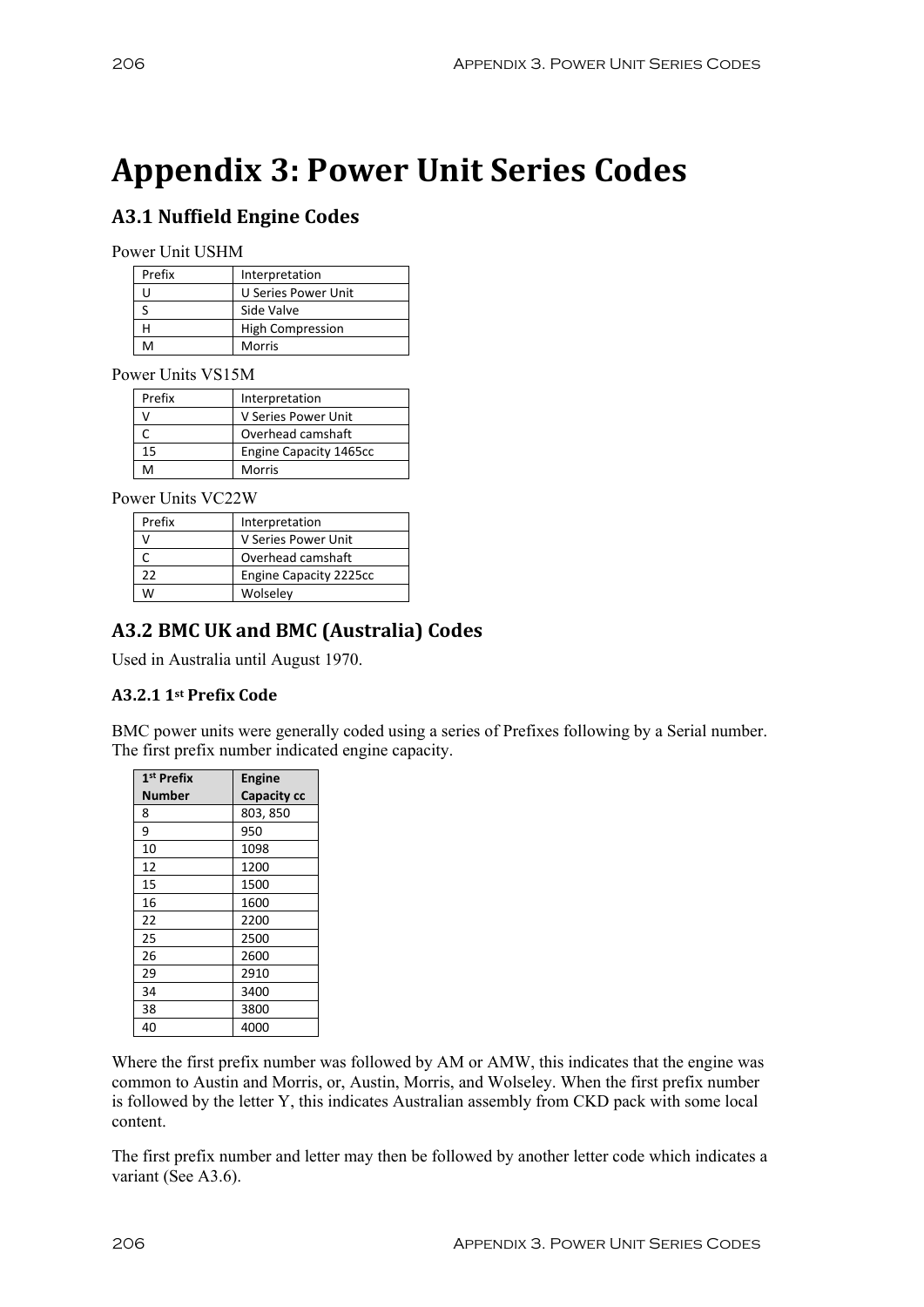# Appendix 3: Power Unit Series Codes

## A3.1 Nuffield Engine Codes

Power Unit USHM

| Prefix | Interpretation |
|---|---|
| U | U Series Power Unit |
| S | Side Valve |
| H | High Compression |
| M | Morris |

Power Units VS15M

| Prefix | Interpretation |
|---|---|
| V | V Series Power Unit |
| C | Overhead camshaft |
| 15 | Engine Capacity 1465cc |
| M | Morris |

Power Units VC22W

| Prefix | Interpretation |
|---|---|
| V | V Series Power Unit |
| C | Overhead camshaft |
| 22 | Engine Capacity 2225cc |
| W | Wolseley |

## A3.2 BMC UK and BMC (Australia) Codes

Used in Australia until August 1970.

### A3.2.1 1st Prefix Code

BMC power units were generally coded using a series of Prefixes following by a Serial number. The first prefix number indicated engine capacity.

| 1st Prefix Number | Engine Capacity cc |
|---|---|
| 8 | 803, 850 |
| 9 | 950 |
| 10 | 1098 |
| 12 | 1200 |
| 15 | 1500 |
| 16 | 1600 |
| 22 | 2200 |
| 25 | 2500 |
| 26 | 2600 |
| 29 | 2910 |
| 34 | 3400 |
| 38 | 3800 |
| 40 | 4000 |

Where the first prefix number was followed by AM or AMW, this indicates that the engine was common to Austin and Morris, or, Austin, Morris, and Wolseley. When the first prefix number is followed by the letter Y, this indicates Australian assembly from CKD pack with some local content.

The first prefix number and letter may then be followed by another letter code which indicates a variant (See A3.6).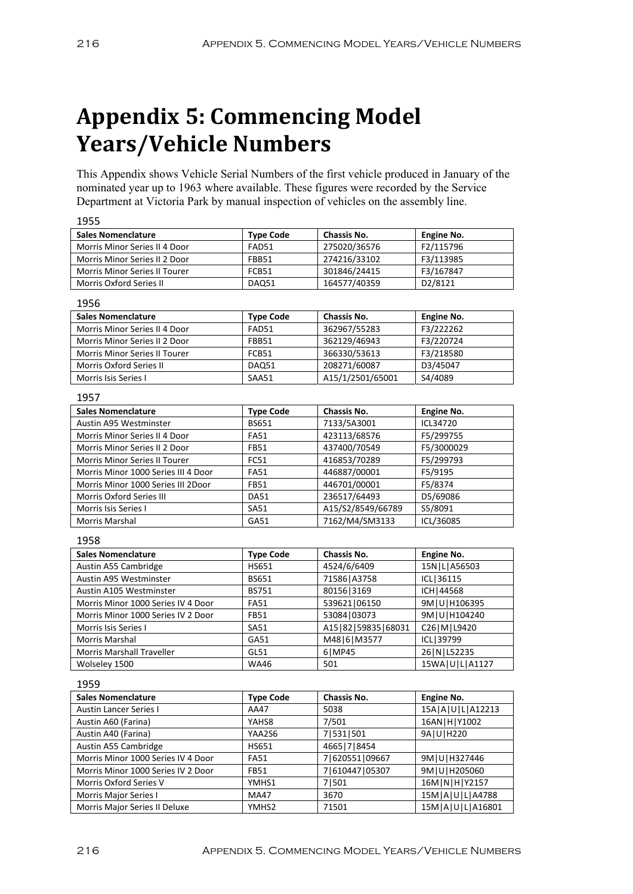# Appendix 5: Commencing Model Years/Vehicle Numbers

This Appendix shows Vehicle Serial Numbers of the first vehicle produced in January of the nominated year up to 1963 where available. These figures were recorded by the Service Department at Victoria Park by manual inspection of vehicles on the assembly line.

1955

| Sales Nomenclature | Type Code | Chassis No. | Engine No. |
|---|---|---|---|
| Morris Minor Series II 4 Door | FAD51 | 275020/36576 | F2/115796 |
| Morris Minor Series II 2 Door | FBB51 | 274216/33102 | F3/113985 |
| Morris Minor Series II Tourer | FCB51 | 301846/24415 | F3/167847 |
| Morris Oxford Series II | DAQ51 | 164577/40359 | D2/8121 |

1956

| Sales Nomenclature | Type Code | Chassis No. | Engine No. |
|---|---|---|---|
| Morris Minor Series II 4 Door | FAD51 | 362967/55283 | F3/222262 |
| Morris Minor Series II 2 Door | FBB51 | 362129/46943 | F3/220724 |
| Morris Minor Series II Tourer | FCB51 | 366330/53613 | F3/218580 |
| Morris Oxford Series II | DAQ51 | 208271/60087 | D3/45047 |
| Morris Isis Series I | SAA51 | A15/1/2501/65001 | S4/4089 |

1957

| Sales Nomenclature | Type Code | Chassis No. | Engine No. |
|---|---|---|---|
| Austin A95 Westminster | BS651 | 7133/5A3001 | ICL34720 |
| Morris Minor Series II 4 Door | FA51 | 423113/68576 | F5/299755 |
| Morris Minor Series II 2 Door | FB51 | 437400/70549 | F5/3000029 |
| Morris Minor Series II Tourer | FC51 | 416853/70289 | F5/299793 |
| Morris Minor 1000 Series III 4 Door | FA51 | 446887/00001 | F5/9195 |
| Morris Minor 1000 Series III 2Door | FB51 | 446701/00001 | F5/8374 |
| Morris Oxford Series III | DA51 | 236517/64493 | D5/69086 |
| Morris Isis Series I | SA51 | A15/S2/8549/66789 | S5/8091 |
| Morris Marshal | GA51 | 7162/M4/SM3133 | ICL/36085 |

1958

| Sales Nomenclature | Type Code | Chassis No. | Engine No. |
|---|---|---|---|
| Austin A55 Cambridge | HS651 | 4524/6/6409 | 15N\|L\|A56503 |
| Austin A95 Westminster | BS651 | 71586\|A3758 | ICL\|36115 |
| Austin A105 Westminster | BS751 | 80156\|3169 | ICH\|44568 |
| Morris Minor 1000 Series IV 4 Door | FA51 | 539621\|06150 | 9M\|U\|H106395 |
| Morris Minor 1000 Series IV 2 Door | FB51 | 53084\|03073 | 9M\|U\|H104240 |
| Morris Isis Series I | SA51 | A15\|82\|59835\|68031 | C26\|M\|L9420 |
| Morris Marshal | GA51 | M48\|6\|M3577 | ICL\|39799 |
| Morris Marshall Traveller | GL51 | 6\|MP45 | 26\|N\|L52235 |
| Wolseley 1500 | WA46 | 501 | 15WA\|U\|L\|A1127 |

1959

| Sales Nomenclature | Type Code | Chassis No. | Engine No. |
|---|---|---|---|
| Austin Lancer Series I | AA47 | 5038 | 15A\|A\|U\|L\|A12213 |
| Austin A60 (Farina) | YAHS8 | 7/501 | 16AN\|H\|Y1002 |
| Austin A40 (Farina) | YAA2S6 | 7\|531\|501 | 9A\|U\|H220 |
| Austin A55 Cambridge | HS651 | 4665\|7\|8454 | |
| Morris Minor 1000 Series IV 4 Door | FA51 | 7\|620551\|09667 | 9M\|U\|H327446 |
| Morris Minor 1000 Series IV 2 Door | FB51 | 7\|610447\|05307 | 9M\|U\|H205060 |
| Morris Oxford Series V | YMHS1 | 7\|501 | 16M\|N\|H\|Y2157 |
| Morris Major Series I | MA47 | 3670 | 15M\|A\|U\|L\|A4788 |
| Morris Major Series II Deluxe | YMHS2 | 71501 | 15M\|A\|U\|L\|A16801 |